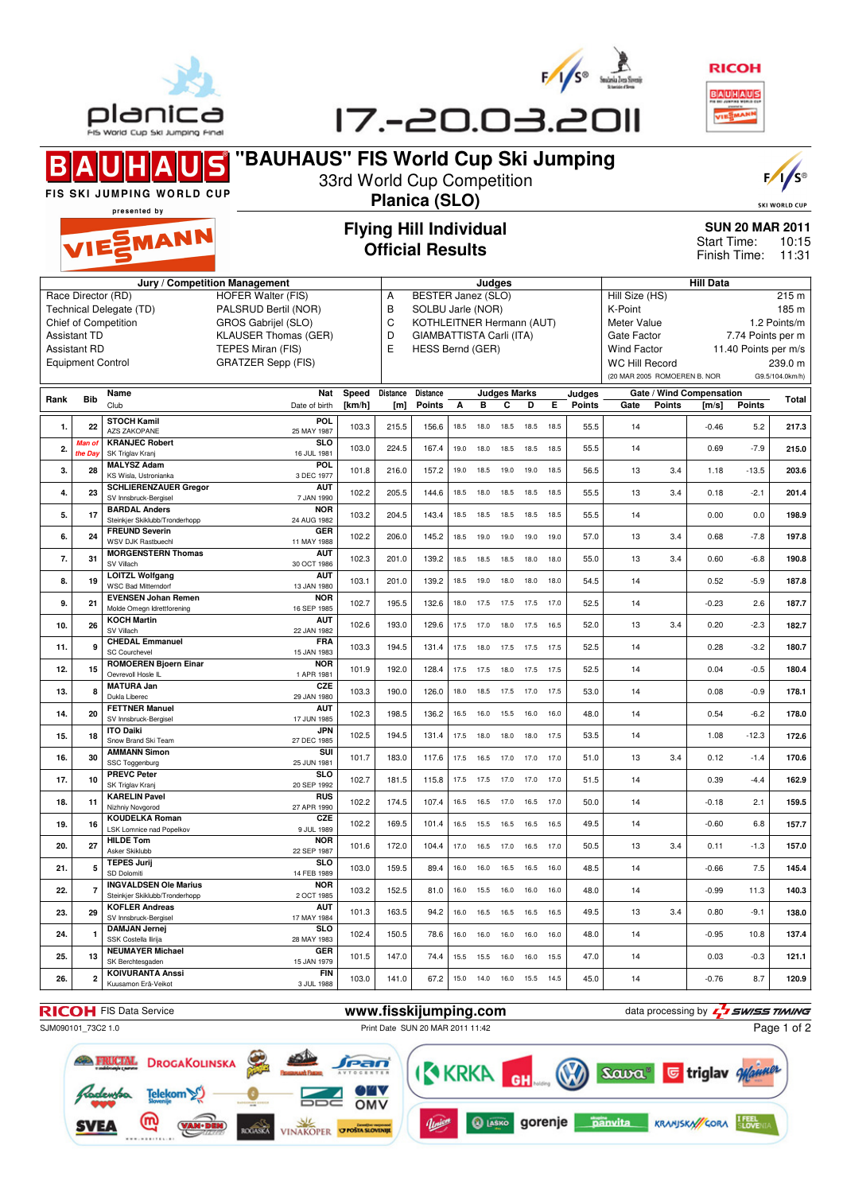planica
FIS World Cup Ski Jumping Final

17.-20.03.2011

# "BAUHAUS" FIS World Cup Ski Jumping

33rd World Cup Competition

**Planica (SLO)**

BAUHAUS FIS SKI JUMPING WORLD CUP presented by VIESSMANN

## Flying Hill Individual
## Official Results

**SUN 20 MAR 2011**
Start Time: 10:15
Finish Time: 11:31

| Jury / Competition Management | | Judges | | Hill Data | |
|---|---|---|---|---|---|
| Race Director (RD) | HOFER Walter (FIS) | A | BESTER Janez (SLO) | Hill Size (HS) | 215 m |
| Technical Delegate (TD) | PALSRUD Bertil (NOR) | B | SOLBU Jarle (NOR) | K-Point | 185 m |
| Chief of Competition | GROS Gabrijel (SLO) | C | KOTHLEITNER Hermann (AUT) | Meter Value | 1.2 Points/m |
| Assistant TD | KLAUSER Thomas (GER) | D | GIAMBATTISTA Carli (ITA) | Gate Factor | 7.74 Points per m |
| Assistant RD | TEPES Miran (FIS) | E | HESS Bernd (GER) | Wind Factor | 11.40 Points per m/s |
| Equipment Control | GRATZER Sepp (FIS) | | | WC Hill Record | 239.0 m |
| | | | | (20 MAR 2005 ROMOEREN B. NOR | G9.5/104.0km/h) |

| Rank | Bib | Name / Club | Nat / Date of birth | Speed [km/h] | Distance [m] | Distance Points | A | B | C | D | E | Judges Points | Gate | Gate Points | Wind [m/s] | Wind Points | Total |
|---|---|---|---|---|---|---|---|---|---|---|---|---|---|---|---|---|---|
| 1. | 22 | STOCH Kamil / AZS ZAKOPANE | POL / 25 MAY 1987 | 103.3 | 215.5 | 156.6 | 18.5 | 18.0 | 18.5 | 18.5 | 18.5 | 55.5 | 14 | | -0.46 | 5.2 | 217.3 |
| 2. | *Man of the Day* | KRANJEC Robert / SK Triglav Kranj | SLO / 16 JUL 1981 | 103.0 | 224.5 | 167.4 | 19.0 | 18.0 | 18.5 | 18.5 | 18.5 | 55.5 | 14 | | 0.69 | -7.9 | 215.0 |
| 3. | 28 | MALYSZ Adam / KS Wisla, Ustronianka | POL / 3 DEC 1977 | 101.8 | 216.0 | 157.2 | 19.0 | 18.5 | 19.0 | 19.0 | 18.5 | 56.5 | 13 | 3.4 | 1.18 | -13.5 | 203.6 |
| 4. | 23 | SCHLIERENZAUER Gregor / SV Innsbruck-Bergisel | AUT / 7 JAN 1990 | 102.2 | 205.5 | 144.6 | 18.5 | 18.0 | 18.5 | 18.5 | 18.5 | 55.5 | 13 | 3.4 | 0.18 | -2.1 | 201.4 |
| 5. | 17 | BARDAL Anders / Steinkjer Skiklubb/Tronderhopp | NOR / 24 AUG 1982 | 103.2 | 204.5 | 143.4 | 18.5 | 18.5 | 18.5 | 18.5 | 18.5 | 55.5 | 14 | | 0.00 | 0.0 | 198.9 |
| 6. | 24 | FREUND Severin / WSV DJK Rastbuechl | GER / 11 MAY 1988 | 102.2 | 206.0 | 145.2 | 18.5 | 19.0 | 19.0 | 19.0 | 19.0 | 57.0 | 13 | 3.4 | 0.68 | -7.8 | 197.8 |
| 7. | 31 | MORGENSTERN Thomas / SV Villach | AUT / 30 OCT 1986 | 102.3 | 201.0 | 139.2 | 18.5 | 18.5 | 18.5 | 18.0 | 18.0 | 55.0 | 13 | 3.4 | 0.60 | -6.8 | 190.8 |
| 8. | 19 | LOITZL Wolfgang / WSC Bad Mitterndorf | AUT / 13 JAN 1980 | 103.1 | 201.0 | 139.2 | 18.5 | 19.0 | 18.0 | 18.0 | 18.0 | 54.5 | 14 | | 0.52 | -5.9 | 187.8 |
| 9. | 21 | EVENSEN Johan Remen / Molde Omegn Idrettforening | NOR / 16 SEP 1985 | 102.7 | 195.5 | 132.6 | 18.0 | 17.5 | 17.5 | 17.5 | 17.0 | 52.5 | 14 | | -0.23 | 2.6 | 187.7 |
| 10. | 26 | KOCH Martin / SV Villach | AUT / 22 JAN 1982 | 102.6 | 193.0 | 129.6 | 17.5 | 17.0 | 18.0 | 17.5 | 16.5 | 52.0 | 13 | 3.4 | 0.20 | -2.3 | 182.7 |
| 11. | 9 | CHEDAL Emmanuel / SC Courchevel | FRA / 15 JAN 1983 | 103.3 | 194.5 | 131.4 | 17.5 | 18.0 | 17.5 | 17.5 | 17.5 | 52.5 | 14 | | 0.28 | -3.2 | 180.7 |
| 12. | 15 | ROMOEREN Bjoern Einar / Oevrevoll Hosle IL | NOR / 1 APR 1981 | 101.9 | 192.0 | 128.4 | 17.5 | 17.5 | 18.0 | 17.5 | 17.5 | 52.5 | 14 | | 0.04 | -0.5 | 180.4 |
| 13. | 8 | MATURA Jan / Dukla Liberec | CZE / 29 JAN 1980 | 103.3 | 190.0 | 126.0 | 18.0 | 18.5 | 17.5 | 17.0 | 17.5 | 53.0 | 14 | | 0.08 | -0.9 | 178.1 |
| 14. | 20 | FETTNER Manuel / SV Innsbruck-Bergisel | AUT / 17 JUN 1985 | 102.3 | 198.5 | 136.2 | 16.5 | 16.0 | 15.5 | 16.0 | 16.0 | 48.0 | 14 | | 0.54 | -6.2 | 178.0 |
| 15. | 18 | ITO Daiki / Snow Brand Ski Team | JPN / 27 DEC 1985 | 102.5 | 194.5 | 131.4 | 17.5 | 18.0 | 18.0 | 18.0 | 17.5 | 53.5 | 14 | | 1.08 | -12.3 | 172.6 |
| 16. | 30 | AMMANN Simon / SSC Toggenburg | SUI / 25 JUN 1981 | 101.7 | 183.0 | 117.6 | 17.5 | 16.5 | 17.0 | 17.0 | 17.0 | 51.0 | 13 | 3.4 | 0.12 | -1.4 | 170.6 |
| 17. | 10 | PREVC Peter / SK Triglav Kranj | SLO / 20 SEP 1992 | 102.7 | 181.5 | 115.8 | 17.5 | 17.5 | 17.0 | 17.0 | 17.0 | 51.5 | 14 | | 0.39 | -4.4 | 162.9 |
| 18. | 11 | KARELIN Pavel / Nizhny Novgorod | RUS / 27 APR 1990 | 102.2 | 174.5 | 107.4 | 16.5 | 16.5 | 17.0 | 16.5 | 17.0 | 50.0 | 14 | | -0.18 | 2.1 | 159.5 |
| 19. | 16 | KOUDELKA Roman / LSK Lomnice nad Popelkov | CZE / 9 JUL 1989 | 102.2 | 169.5 | 101.4 | 16.5 | 15.5 | 16.5 | 16.5 | 16.5 | 49.5 | 14 | | -0.60 | 6.8 | 157.7 |
| 20. | 27 | HILDE Tom / Asker Skiklubb | NOR / 22 SEP 1987 | 101.6 | 172.0 | 104.4 | 17.0 | 16.5 | 17.0 | 16.5 | 17.0 | 50.5 | 13 | 3.4 | 0.11 | -1.3 | 157.0 |
| 21. | 5 | TEPES Jurij / SD Dolomiti | SLO / 14 FEB 1989 | 103.0 | 159.5 | 89.4 | 16.0 | 16.0 | 16.5 | 16.5 | 16.0 | 48.5 | 14 | | -0.66 | 7.5 | 145.4 |
| 22. | 7 | INGVALDSEN Ole Marius / Steinkjer Skiklubb/Tronderhopp | NOR / 2 OCT 1985 | 103.2 | 152.5 | 81.0 | 16.0 | 15.5 | 16.0 | 16.0 | 16.0 | 48.0 | 14 | | -0.99 | 11.3 | 140.3 |
| 23. | 29 | KOFLER Andreas / SV Innsbruck-Bergisel | AUT / 17 MAY 1984 | 101.3 | 163.5 | 94.2 | 16.0 | 16.5 | 16.5 | 16.5 | 16.5 | 49.5 | 13 | 3.4 | 0.80 | -9.1 | 138.0 |
| 24. | 1 | DAMJAN Jernej / SSK Costella Ilirija | SLO / 28 MAY 1983 | 102.4 | 150.5 | 78.6 | 16.0 | 16.0 | 16.0 | 16.0 | 16.0 | 48.0 | 14 | | -0.95 | 10.8 | 137.4 |
| 25. | 13 | NEUMAYER Michael / SK Berchtesgaden | GER / 15 JAN 1979 | 101.5 | 147.0 | 74.4 | 15.5 | 15.5 | 16.0 | 16.0 | 15.5 | 47.0 | 14 | | 0.03 | -0.3 | 121.1 |
| 26. | 2 | KOIVURANTA Anssi / Kuusamon Erä-Veikot | FIN / 3 JUL 1988 | 103.0 | 141.0 | 67.2 | 15.0 | 14.0 | 16.0 | 15.5 | 14.5 | 45.0 | 14 | | -0.76 | 8.7 | 120.9 |

RICOH FIS Data Service · www.fisskijumping.com · data processing by SWISS TIMING

SJM090101_73C2 1.0 · Print Date SUN 20 MAR 2011 11:42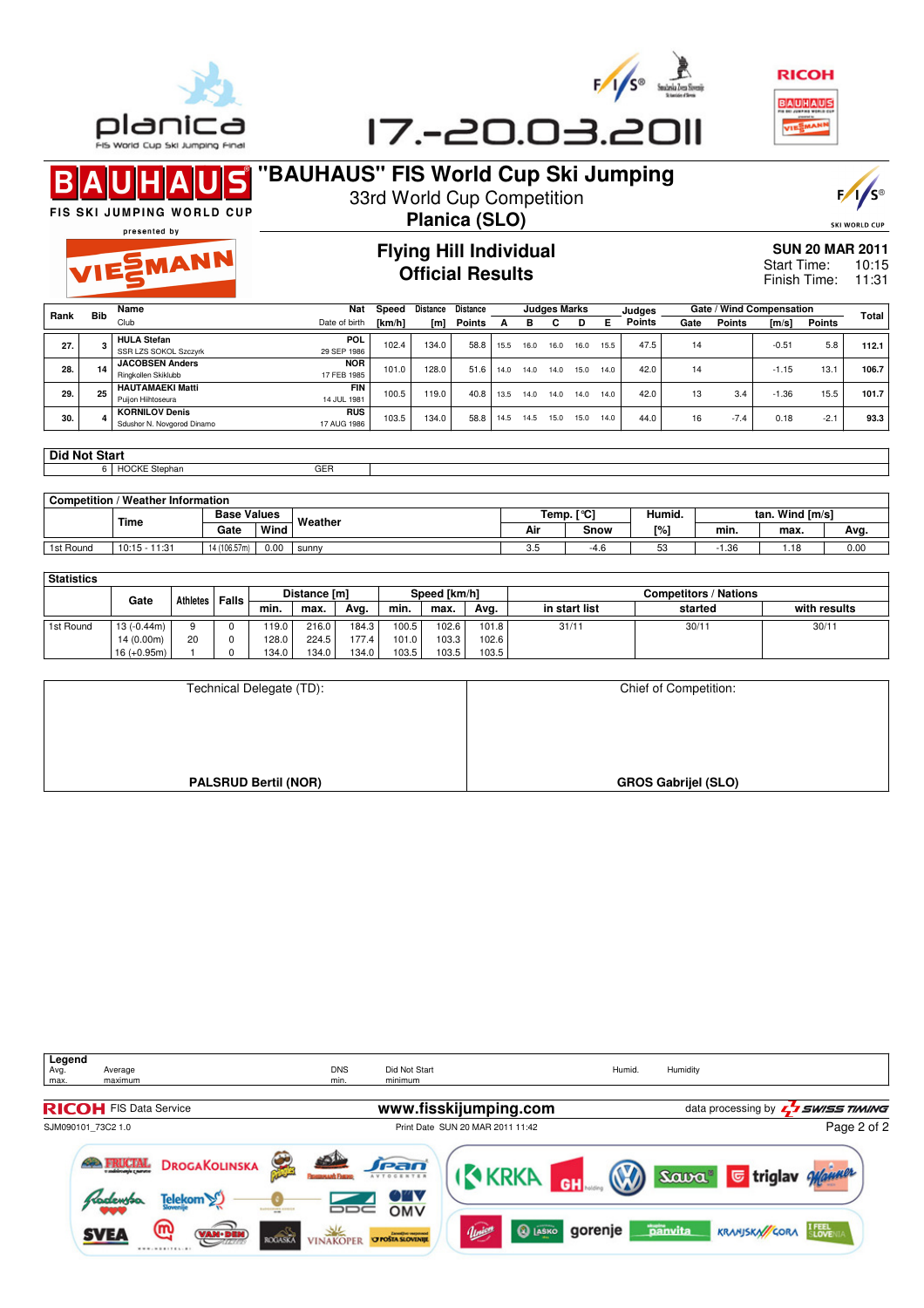planica
FIS World Cup Ski Jumping Final

17.-20.03.2011

# "BAUHAUS" FIS World Cup Ski Jumping

33rd World Cup Competition

**Planica (SLO)**

BAUHAUS FIS SKI JUMPING WORLD CUP presented by VIESSMANN

## Flying Hill Individual
## Official Results

**SUN 20 MAR 2011**
Start Time: 10:15
Finish Time: 11:31

| Rank | Bib | Name / Club | Nat / Date of birth | Speed [km/h] | Distance [m] | Distance Points | A | B | C | D | E | Judges Points | Gate | Gate Points | Wind [m/s] | Wind Points | Total |
|---|---|---|---|---|---|---|---|---|---|---|---|---|---|---|---|---|---|
| 27. | 3 | HULA Stefan / SSR LZS SOKOL Szczyrk | POL / 29 SEP 1986 | 102.4 | 134.0 | 58.8 | 15.5 | 16.0 | 16.0 | 16.0 | 15.5 | 47.5 | 14 | | -0.51 | 5.8 | 112.1 |
| 28. | 14 | JACOBSEN Anders / Ringkollen Skiklubb | NOR / 17 FEB 1985 | 101.0 | 128.0 | 51.6 | 14.0 | 14.0 | 14.0 | 15.0 | 14.0 | 42.0 | 14 | | -1.15 | 13.1 | 106.7 |
| 29. | 25 | HAUTAMAEKI Matti / Puijon Hiihtoseura | FIN / 14 JUL 1981 | 100.5 | 119.0 | 40.8 | 13.5 | 14.0 | 14.0 | 14.0 | 14.0 | 42.0 | 13 | 3.4 | -1.36 | 15.5 | 101.7 |
| 30. | 4 | KORNILOV Denis / Sdushor N. Novgorod Dinamo | RUS / 17 AUG 1986 | 103.5 | 134.0 | 58.8 | 14.5 | 14.5 | 15.0 | 15.0 | 14.0 | 44.0 | 16 | -7.4 | 0.18 | -2.1 | 93.3 |

**Did Not Start**

| Bib | Name | Nat |
|---|---|---|
| 6 | HOCKE Stephan | GER |

**Competition / Weather Information**

| | Time | Base Values Gate | Base Values Wind | Weather | Temp. [°C] Air | Temp. [°C] Snow | Humid. [%] | tan. Wind [m/s] min. | max. | Avg. |
|---|---|---|---|---|---|---|---|---|---|---|
| 1st Round | 10:15 - 11:31 | 14 (106.57m) | 0.00 | sunny | 3.5 | -4.6 | 53 | -1.36 | 1.18 | 0.00 |

**Statistics**

| | Gate | Athletes | Falls | Distance [m] min. | max. | Avg. | Speed [km/h] min. | max. | Avg. | Competitors / Nations in start list | started | with results |
|---|---|---|---|---|---|---|---|---|---|---|---|---|
| 1st Round | 13 (-0.44m) | 9 | 0 | 119.0 | 216.0 | 184.3 | 100.5 | 102.6 | 101.8 | 31/11 | 30/11 | 30/11 |
| | 14 (0.00m) | 20 | 0 | 128.0 | 224.5 | 177.4 | 101.0 | 103.3 | 102.6 | | | |
| | 16 (+0.95m) | 1 | 0 | 134.0 | 134.0 | 134.0 | 103.5 | 103.5 | 103.5 | | | |

| Technical Delegate (TD): | Chief of Competition: |
|---|---|
| **PALSRUD Bertil (NOR)** | **GROS Gabrijel (SLO)** |

**Legend**

| | | | | | |
|---|---|---|---|---|---|
| Avg. | Average | DNS | Did Not Start | Humid. | Humidity |
| max. | maximum | min. | minimum | | |

RICOH FIS Data Service — www.fisskijumping.com — data processing by SWISS TIMING

SJM090101_73C2 1.0 — Print Date SUN 20 MAR 2011 11:42